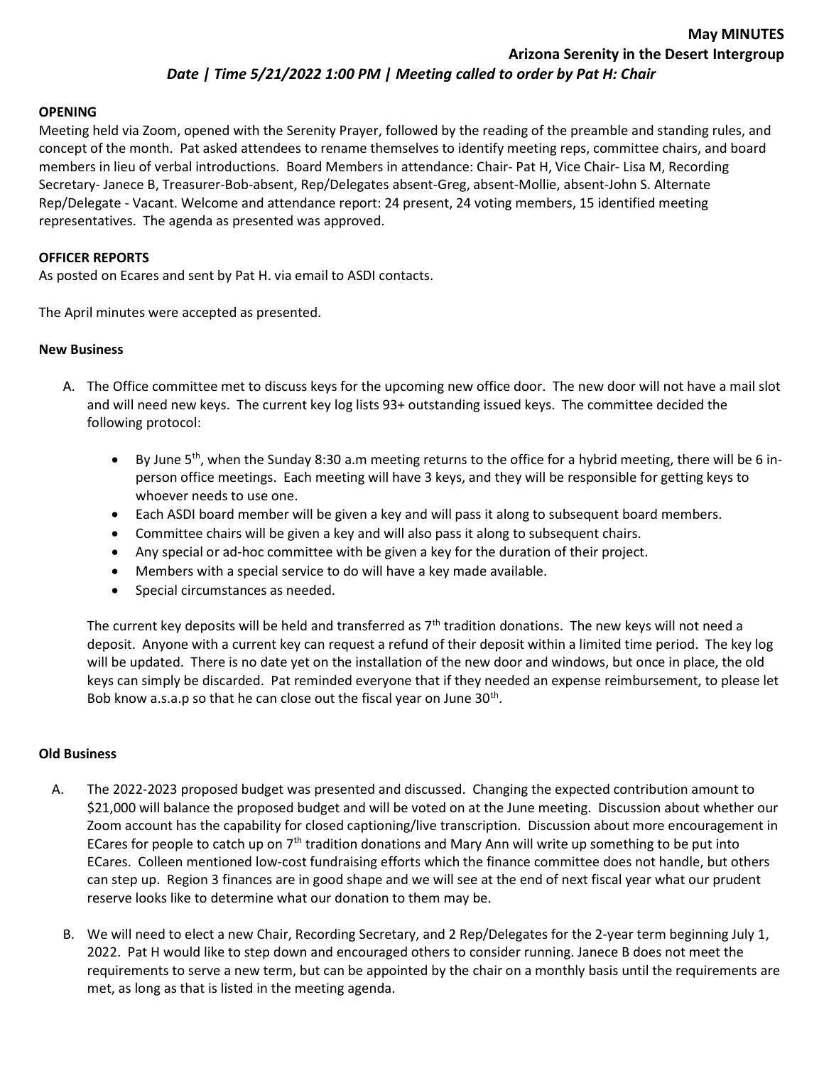# May MINUTES

## Arizona Serenity in the Desert Intergroup

***Date | Time 5/21/2022 1:00 PM | Meeting called to order by Pat H: Chair***

**OPENING**

Meeting held via Zoom, opened with the Serenity Prayer, followed by the reading of the preamble and standing rules, and concept of the month. Pat asked attendees to rename themselves to identify meeting reps, committee chairs, and board members in lieu of verbal introductions. Board Members in attendance: Chair- Pat H, Vice Chair- Lisa M, Recording Secretary- Janece B, Treasurer-Bob-absent, Rep/Delegates absent-Greg, absent-Mollie, absent-John S. Alternate Rep/Delegate - Vacant. Welcome and attendance report: 24 present, 24 voting members, 15 identified meeting representatives. The agenda as presented was approved.

**OFFICER REPORTS**

As posted on Ecares and sent by Pat H. via email to ASDI contacts.

The April minutes were accepted as presented.

**New Business**

A. The Office committee met to discuss keys for the upcoming new office door. The new door will not have a mail slot and will need new keys. The current key log lists 93+ outstanding issued keys. The committee decided the following protocol:

   - By June 5th, when the Sunday 8:30 a.m meeting returns to the office for a hybrid meeting, there will be 6 in-person office meetings. Each meeting will have 3 keys, and they will be responsible for getting keys to whoever needs to use one.
   - Each ASDI board member will be given a key and will pass it along to subsequent board members.
   - Committee chairs will be given a key and will also pass it along to subsequent chairs.
   - Any special or ad-hoc committee with be given a key for the duration of their project.
   - Members with a special service to do will have a key made available.
   - Special circumstances as needed.

   The current key deposits will be held and transferred as 7th tradition donations. The new keys will not need a deposit. Anyone with a current key can request a refund of their deposit within a limited time period. The key log will be updated. There is no date yet on the installation of the new door and windows, but once in place, the old keys can simply be discarded. Pat reminded everyone that if they needed an expense reimbursement, to please let Bob know a.s.a.p so that he can close out the fiscal year on June 30th.

**Old Business**

A. The 2022-2023 proposed budget was presented and discussed. Changing the expected contribution amount to $21,000 will balance the proposed budget and will be voted on at the June meeting. Discussion about whether our Zoom account has the capability for closed captioning/live transcription. Discussion about more encouragement in ECares for people to catch up on 7th tradition donations and Mary Ann will write up something to be put into ECares. Colleen mentioned low-cost fundraising efforts which the finance committee does not handle, but others can step up. Region 3 finances are in good shape and we will see at the end of next fiscal year what our prudent reserve looks like to determine what our donation to them may be.

B. We will need to elect a new Chair, Recording Secretary, and 2 Rep/Delegates for the 2-year term beginning July 1, 2022. Pat H would like to step down and encouraged others to consider running. Janece B does not meet the requirements to serve a new term, but can be appointed by the chair on a monthly basis until the requirements are met, as long as that is listed in the meeting agenda.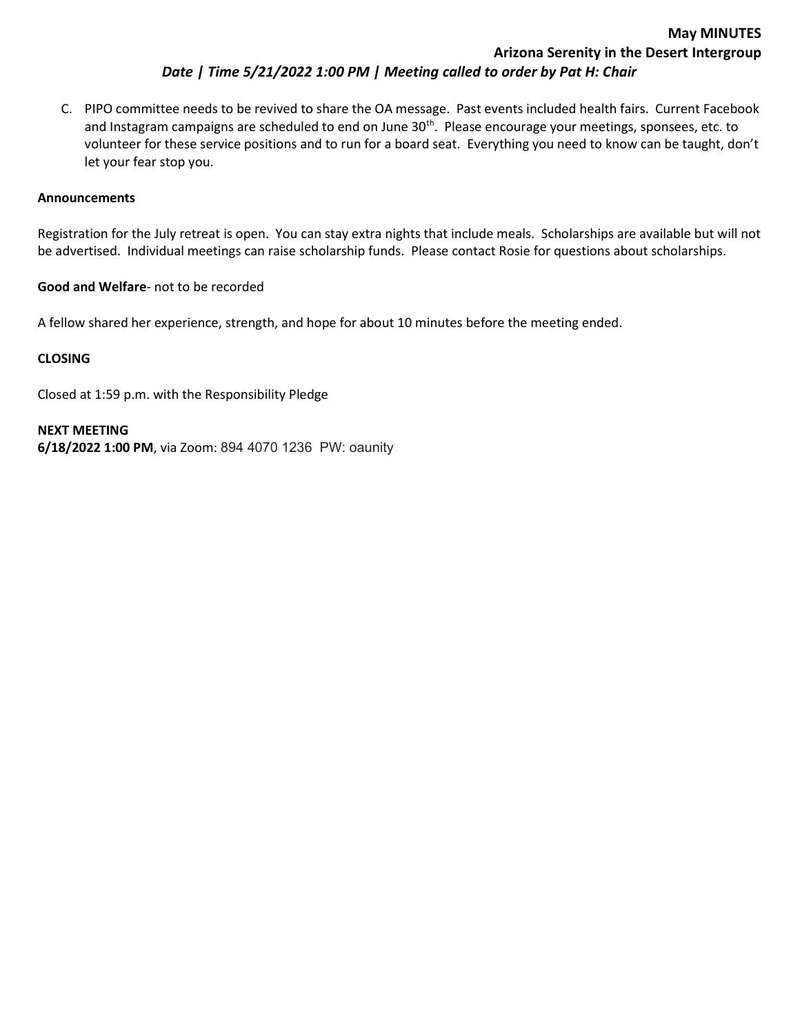C. PIPO committee needs to be revived to share the OA message. Past events included health fairs. Current Facebook and Instagram campaigns are scheduled to end on June 30th. Please encourage your meetings, sponsees, etc. to volunteer for these service positions and to run for a board seat. Everything you need to know can be taught, don't let your fear stop you.

**Announcements**

Registration for the July retreat is open. You can stay extra nights that include meals. Scholarships are available but will not be advertised. Individual meetings can raise scholarship funds. Please contact Rosie for questions about scholarships.

**Good and Welfare**- not to be recorded

A fellow shared her experience, strength, and hope for about 10 minutes before the meeting ended.

**CLOSING**

Closed at 1:59 p.m. with the Responsibility Pledge

**NEXT MEETING**
**6/18/2022 1:00 PM**, via Zoom: 894 4070 1236 PW: oaunity